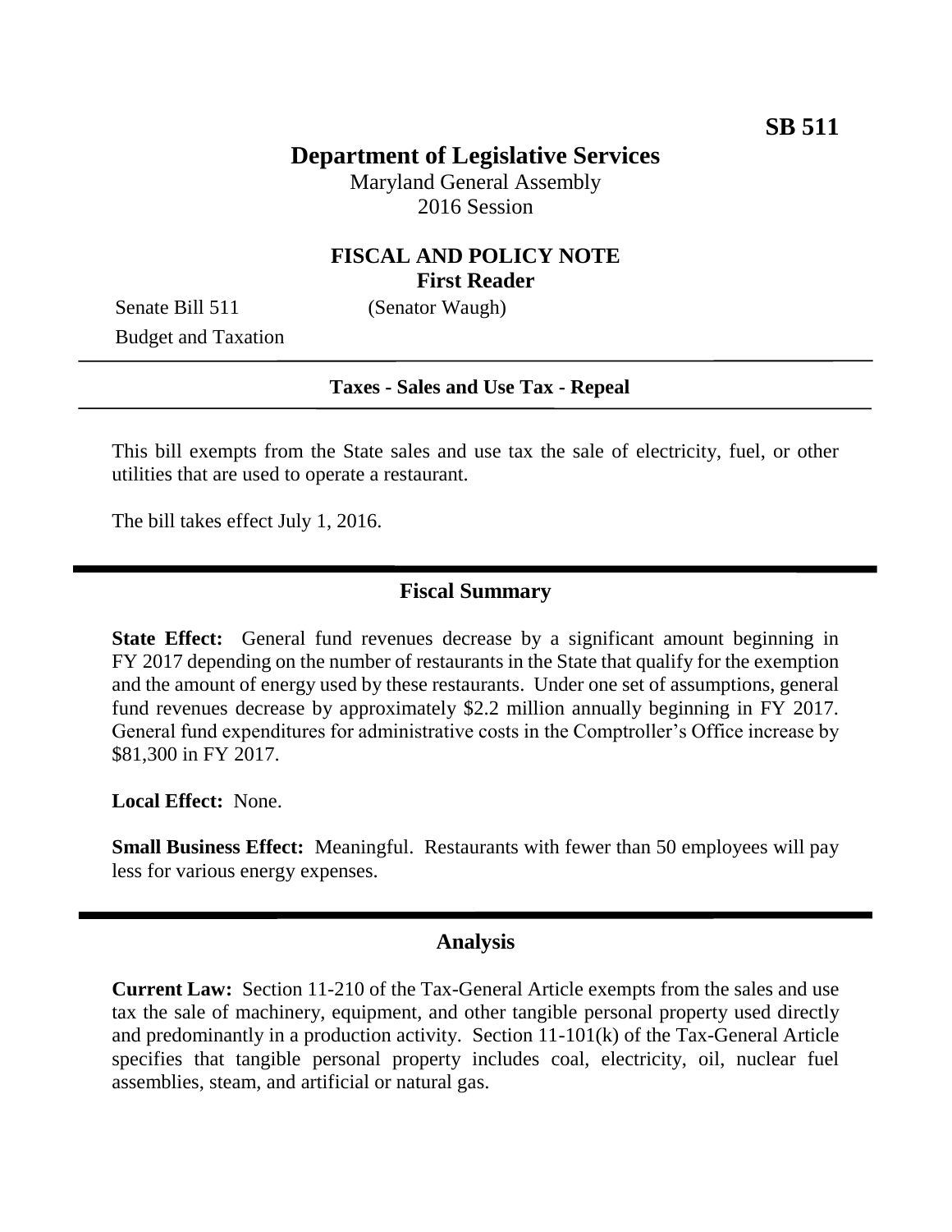**SB 511**

# Department of Legislative Services

Maryland General Assembly
2016 Session

## FISCAL AND POLICY NOTE
**First Reader**

Senate Bill 511 (Senator Waugh)
Budget and Taxation

---

**Taxes - Sales and Use Tax - Repeal**

---

This bill exempts from the State sales and use tax the sale of electricity, fuel, or other utilities that are used to operate a restaurant.

The bill takes effect July 1, 2016.

---

## Fiscal Summary

**State Effect:** General fund revenues decrease by a significant amount beginning in FY 2017 depending on the number of restaurants in the State that qualify for the exemption and the amount of energy used by these restaurants. Under one set of assumptions, general fund revenues decrease by approximately $2.2 million annually beginning in FY 2017. General fund expenditures for administrative costs in the Comptroller's Office increase by $81,300 in FY 2017.

**Local Effect:** None.

**Small Business Effect:** Meaningful. Restaurants with fewer than 50 employees will pay less for various energy expenses.

---

## Analysis

**Current Law:** Section 11-210 of the Tax-General Article exempts from the sales and use tax the sale of machinery, equipment, and other tangible personal property used directly and predominantly in a production activity. Section 11-101(k) of the Tax-General Article specifies that tangible personal property includes coal, electricity, oil, nuclear fuel assemblies, steam, and artificial or natural gas.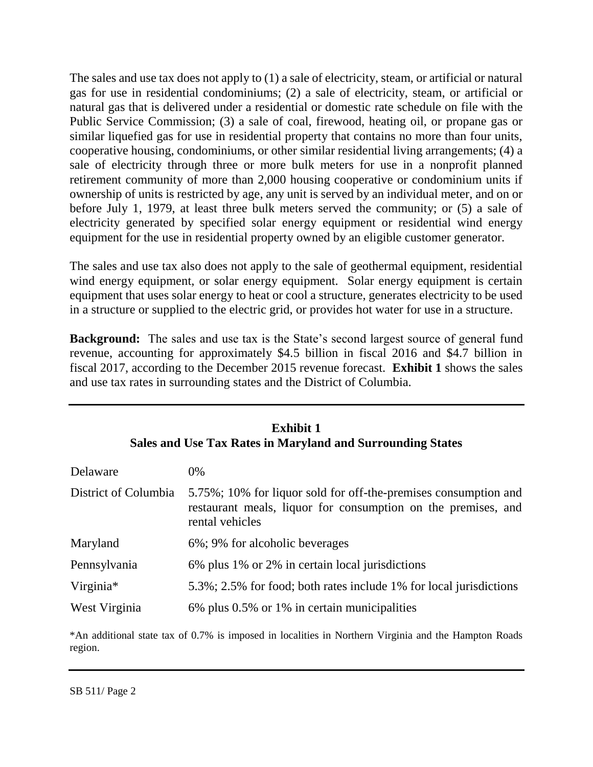The sales and use tax does not apply to (1) a sale of electricity, steam, or artificial or natural gas for use in residential condominiums; (2) a sale of electricity, steam, or artificial or natural gas that is delivered under a residential or domestic rate schedule on file with the Public Service Commission; (3) a sale of coal, firewood, heating oil, or propane gas or similar liquefied gas for use in residential property that contains no more than four units, cooperative housing, condominiums, or other similar residential living arrangements; (4) a sale of electricity through three or more bulk meters for use in a nonprofit planned retirement community of more than 2,000 housing cooperative or condominium units if ownership of units is restricted by age, any unit is served by an individual meter, and on or before July 1, 1979, at least three bulk meters served the community; or (5) a sale of electricity generated by specified solar energy equipment or residential wind energy equipment for the use in residential property owned by an eligible customer generator.

The sales and use tax also does not apply to the sale of geothermal equipment, residential wind energy equipment, or solar energy equipment. Solar energy equipment is certain equipment that uses solar energy to heat or cool a structure, generates electricity to be used in a structure or supplied to the electric grid, or provides hot water for use in a structure.

**Background:** The sales and use tax is the State's second largest source of general fund revenue, accounting for approximately $4.5 billion in fiscal 2016 and $4.7 billion in fiscal 2017, according to the December 2015 revenue forecast. **Exhibit 1** shows the sales and use tax rates in surrounding states and the District of Columbia.

**Exhibit 1**
**Sales and Use Tax Rates in Maryland and Surrounding States**

| | |
|---|---|
| Delaware | 0% |
| District of Columbia | 5.75%; 10% for liquor sold for off-the-premises consumption and restaurant meals, liquor for consumption on the premises, and rental vehicles |
| Maryland | 6%; 9% for alcoholic beverages |
| Pennsylvania | 6% plus 1% or 2% in certain local jurisdictions |
| Virginia* | 5.3%; 2.5% for food; both rates include 1% for local jurisdictions |
| West Virginia | 6% plus 0.5% or 1% in certain municipalities |

*An additional state tax of 0.7% is imposed in localities in Northern Virginia and the Hampton Roads region.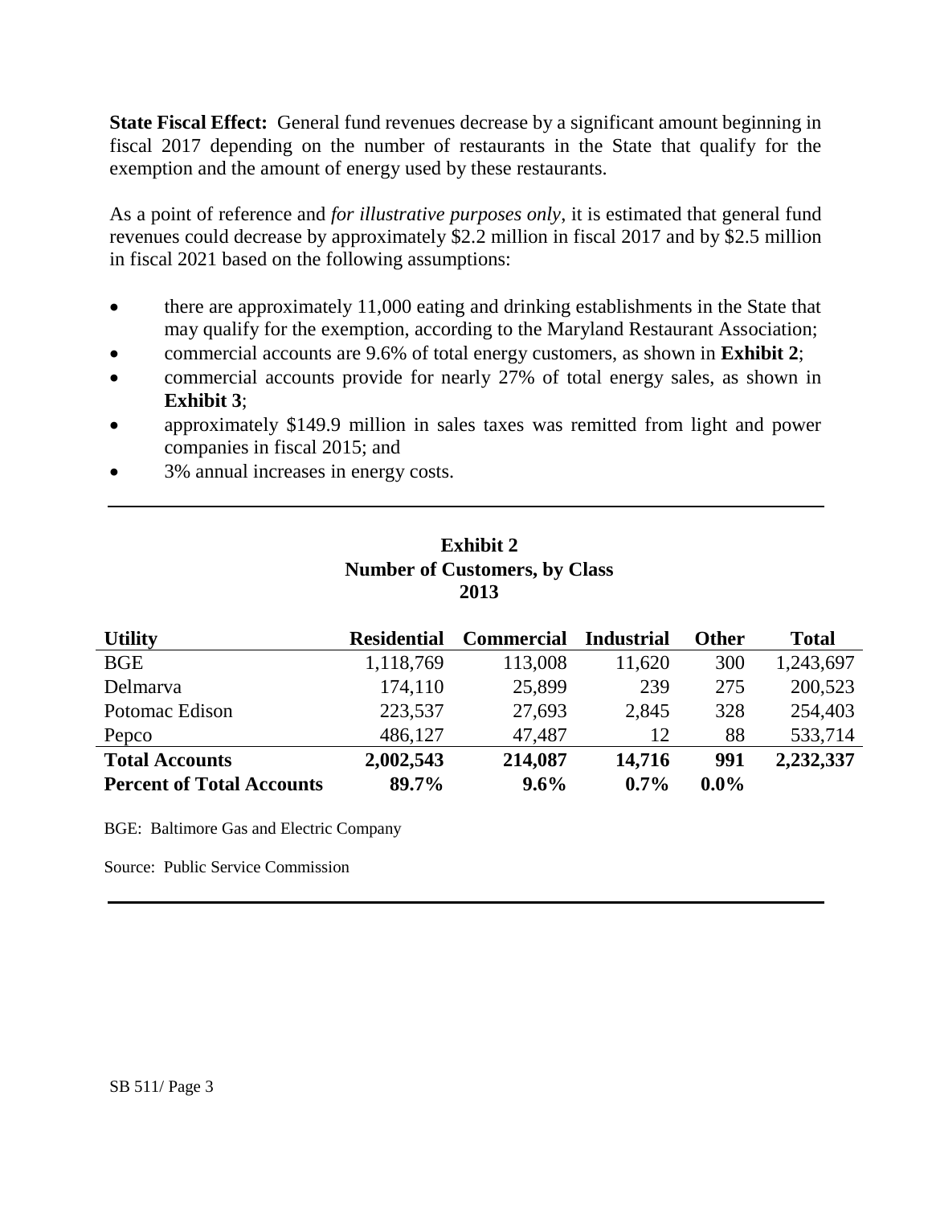**State Fiscal Effect:** General fund revenues decrease by a significant amount beginning in fiscal 2017 depending on the number of restaurants in the State that qualify for the exemption and the amount of energy used by these restaurants.

As a point of reference and *for illustrative purposes only*, it is estimated that general fund revenues could decrease by approximately $2.2 million in fiscal 2017 and by $2.5 million in fiscal 2021 based on the following assumptions:

- there are approximately 11,000 eating and drinking establishments in the State that may qualify for the exemption, according to the Maryland Restaurant Association;
- commercial accounts are 9.6% of total energy customers, as shown in **Exhibit 2**;
- commercial accounts provide for nearly 27% of total energy sales, as shown in **Exhibit 3**;
- approximately $149.9 million in sales taxes was remitted from light and power companies in fiscal 2015; and
- 3% annual increases in energy costs.

**Exhibit 2**
**Number of Customers, by Class**
**2013**

| Utility | Residential | Commercial | Industrial | Other | Total |
|---|---|---|---|---|---|
| BGE | 1,118,769 | 113,008 | 11,620 | 300 | 1,243,697 |
| Delmarva | 174,110 | 25,899 | 239 | 275 | 200,523 |
| Potomac Edison | 223,537 | 27,693 | 2,845 | 328 | 254,403 |
| Pepco | 486,127 | 47,487 | 12 | 88 | 533,714 |
| **Total Accounts** | **2,002,543** | **214,087** | **14,716** | **991** | **2,232,337** |
| **Percent of Total Accounts** | **89.7%** | **9.6%** | **0.7%** | **0.0%** | |

BGE: Baltimore Gas and Electric Company

Source: Public Service Commission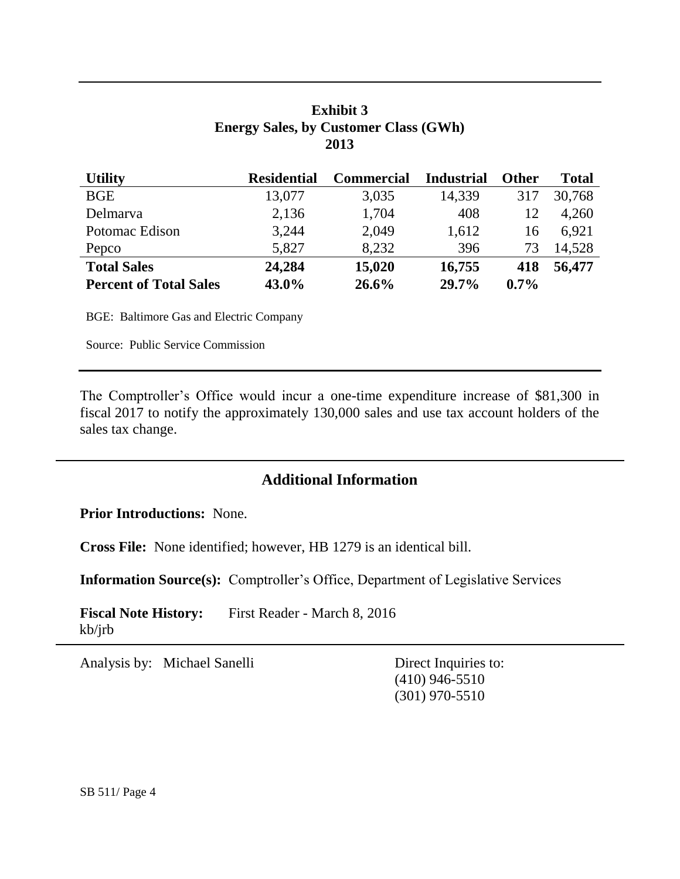**Exhibit 3**
**Energy Sales, by Customer Class (GWh)**
**2013**

| Utility | Residential | Commercial | Industrial | Other | Total |
|---|---|---|---|---|---|
| BGE | 13,077 | 3,035 | 14,339 | 317 | 30,768 |
| Delmarva | 2,136 | 1,704 | 408 | 12 | 4,260 |
| Potomac Edison | 3,244 | 2,049 | 1,612 | 16 | 6,921 |
| Pepco | 5,827 | 8,232 | 396 | 73 | 14,528 |
| **Total Sales** | **24,284** | **15,020** | **16,755** | **418** | **56,477** |
| **Percent of Total Sales** | **43.0%** | **26.6%** | **29.7%** | **0.7%** | |

BGE: Baltimore Gas and Electric Company

Source: Public Service Commission

The Comptroller's Office would incur a one-time expenditure increase of $81,300 in fiscal 2017 to notify the approximately 130,000 sales and use tax account holders of the sales tax change.

## Additional Information

**Prior Introductions:** None.

**Cross File:** None identified; however, HB 1279 is an identical bill.

**Information Source(s):** Comptroller's Office, Department of Legislative Services

**Fiscal Note History:** First Reader - March 8, 2016
kb/jrb

Analysis by: Michael Sanelli

Direct Inquiries to:
(410) 946-5510
(301) 970-5510